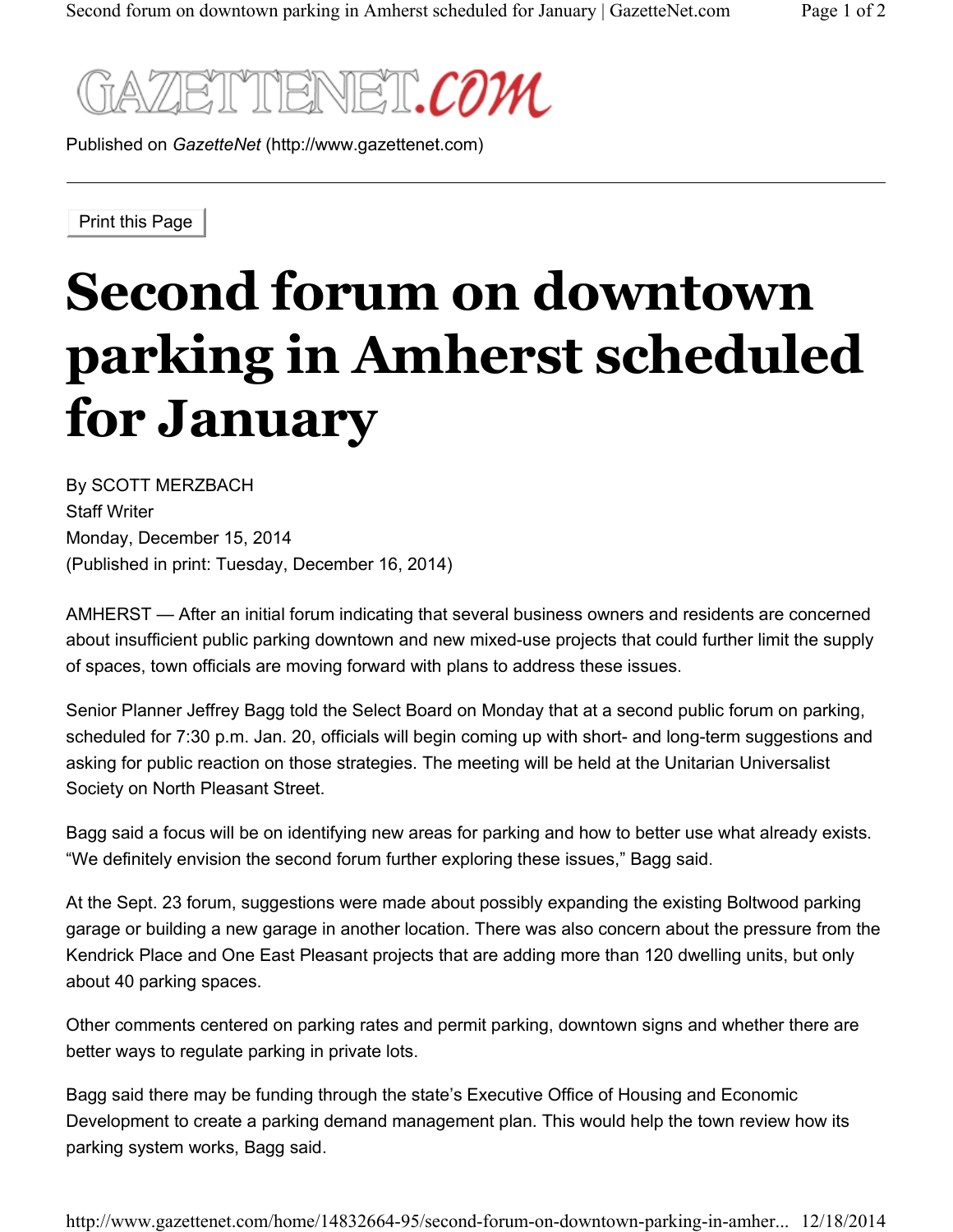GAZETTENET.COM

Published on *GazetteNet* (http://www.gazettenet.com)

Print this Page

# Second forum on downtown parking in Amherst scheduled for January

By SCOTT MERZBACH
Staff Writer
Monday, December 15, 2014
(Published in print: Tuesday, December 16, 2014)

AMHERST — After an initial forum indicating that several business owners and residents are concerned about insufficient public parking downtown and new mixed-use projects that could further limit the supply of spaces, town officials are moving forward with plans to address these issues.

Senior Planner Jeffrey Bagg told the Select Board on Monday that at a second public forum on parking, scheduled for 7:30 p.m. Jan. 20, officials will begin coming up with short- and long-term suggestions and asking for public reaction on those strategies. The meeting will be held at the Unitarian Universalist Society on North Pleasant Street.

Bagg said a focus will be on identifying new areas for parking and how to better use what already exists. "We definitely envision the second forum further exploring these issues," Bagg said.

At the Sept. 23 forum, suggestions were made about possibly expanding the existing Boltwood parking garage or building a new garage in another location. There was also concern about the pressure from the Kendrick Place and One East Pleasant projects that are adding more than 120 dwelling units, but only about 40 parking spaces.

Other comments centered on parking rates and permit parking, downtown signs and whether there are better ways to regulate parking in private lots.

Bagg said there may be funding through the state's Executive Office of Housing and Economic Development to create a parking demand management plan. This would help the town review how its parking system works, Bagg said.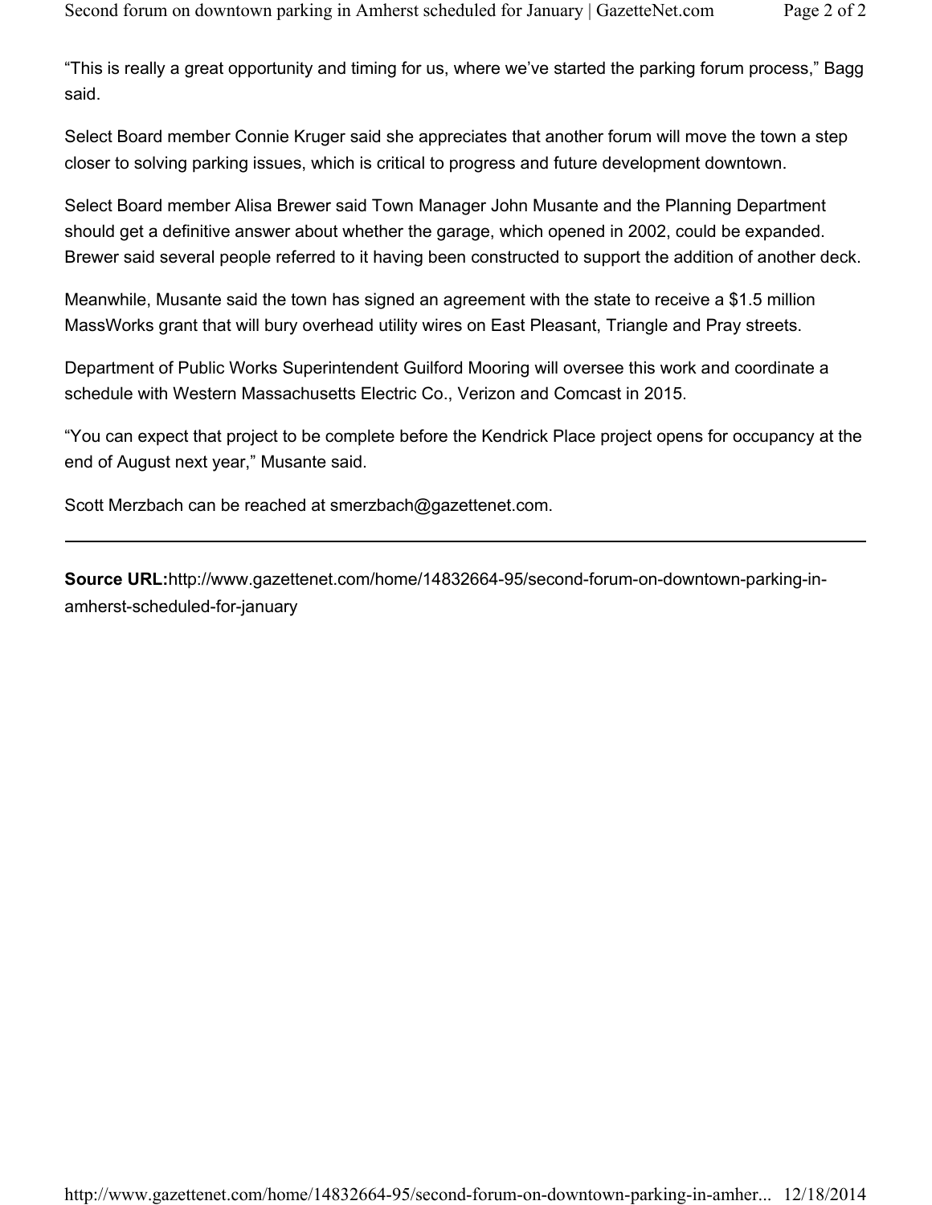"This is really a great opportunity and timing for us, where we've started the parking forum process," Bagg said.

Select Board member Connie Kruger said she appreciates that another forum will move the town a step closer to solving parking issues, which is critical to progress and future development downtown.

Select Board member Alisa Brewer said Town Manager John Musante and the Planning Department should get a definitive answer about whether the garage, which opened in 2002, could be expanded. Brewer said several people referred to it having been constructed to support the addition of another deck.

Meanwhile, Musante said the town has signed an agreement with the state to receive a $1.5 million MassWorks grant that will bury overhead utility wires on East Pleasant, Triangle and Pray streets.

Department of Public Works Superintendent Guilford Mooring will oversee this work and coordinate a schedule with Western Massachusetts Electric Co., Verizon and Comcast in 2015.

"You can expect that project to be complete before the Kendrick Place project opens for occupancy at the end of August next year," Musante said.

Scott Merzbach can be reached at smerzbach@gazettenet.com.

---

**Source URL:**http://www.gazettenet.com/home/14832664-95/second-forum-on-downtown-parking-in-amherst-scheduled-for-january